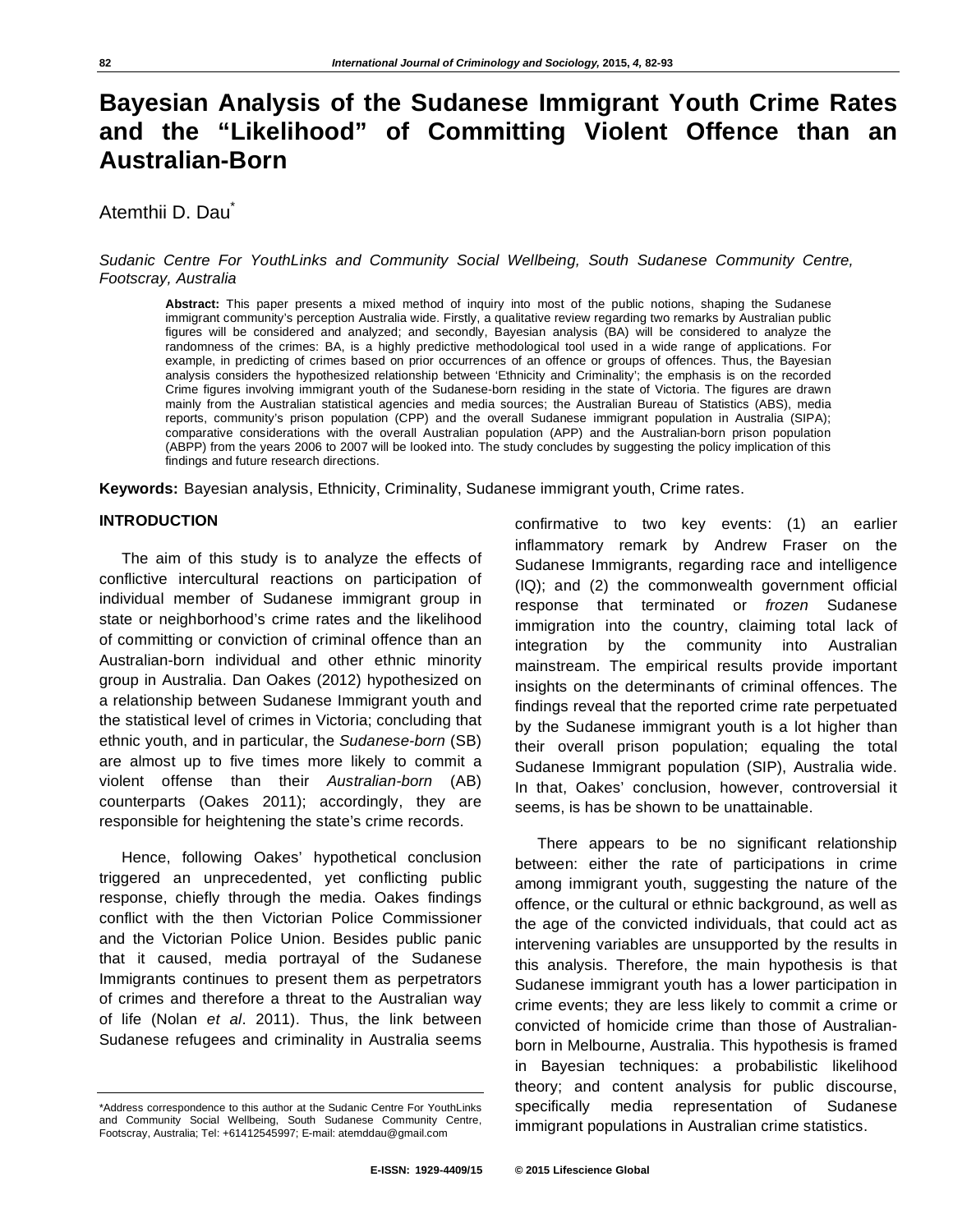# Bayesian Analysis of the Sudanese Immigrant Youth Crime Rates and the "Likelihood" of Committing Violent Offence than an Australian-Born

Atemthii D. Dau*

*Sudanic Centre For YouthLinks and Community Social Wellbeing, South Sudanese Community Centre, Footscray, Australia*

**Abstract:** This paper presents a mixed method of inquiry into most of the public notions, shaping the Sudanese immigrant community's perception Australia wide. Firstly, a qualitative review regarding two remarks by Australian public figures will be considered and analyzed; and secondly, Bayesian analysis (BA) will be considered to analyze the randomness of the crimes: BA, is a highly predictive methodological tool used in a wide range of applications. For example, in predicting of crimes based on prior occurrences of an offence or groups of offences. Thus, the Bayesian analysis considers the hypothesized relationship between 'Ethnicity and Criminality'; the emphasis is on the recorded Crime figures involving immigrant youth of the Sudanese-born residing in the state of Victoria. The figures are drawn mainly from the Australian statistical agencies and media sources; the Australian Bureau of Statistics (ABS), media reports, community's prison population (CPP) and the overall Sudanese immigrant population in Australia (SIPA); comparative considerations with the overall Australian population (APP) and the Australian-born prison population (ABPP) from the years 2006 to 2007 will be looked into. The study concludes by suggesting the policy implication of this findings and future research directions.

**Keywords:** Bayesian analysis, Ethnicity, Criminality, Sudanese immigrant youth, Crime rates.

## INTRODUCTION

The aim of this study is to analyze the effects of conflictive intercultural reactions on participation of individual member of Sudanese immigrant group in state or neighborhood's crime rates and the likelihood of committing or conviction of criminal offence than an Australian-born individual and other ethnic minority group in Australia. Dan Oakes (2012) hypothesized on a relationship between Sudanese Immigrant youth and the statistical level of crimes in Victoria; concluding that ethnic youth, and in particular, the *Sudanese-born* (SB) are almost up to five times more likely to commit a violent offense than their *Australian-born* (AB) counterparts (Oakes 2011); accordingly, they are responsible for heightening the state's crime records.

Hence, following Oakes' hypothetical conclusion triggered an unprecedented, yet conflicting public response, chiefly through the media. Oakes findings conflict with the then Victorian Police Commissioner and the Victorian Police Union. Besides public panic that it caused, media portrayal of the Sudanese Immigrants continues to present them as perpetrators of crimes and therefore a threat to the Australian way of life (Nolan *et al*. 2011). Thus, the link between Sudanese refugees and criminality in Australia seems confirmative to two key events: (1) an earlier inflammatory remark by Andrew Fraser on the Sudanese Immigrants, regarding race and intelligence (IQ); and (2) the commonwealth government official response that terminated or *frozen* Sudanese immigration into the country, claiming total lack of integration by the community into Australian mainstream. The empirical results provide important insights on the determinants of criminal offences. The findings reveal that the reported crime rate perpetuated by the Sudanese immigrant youth is a lot higher than their overall prison population; equaling the total Sudanese Immigrant population (SIP), Australia wide. In that, Oakes' conclusion, however, controversial it seems, is has be shown to be unattainable.

There appears to be no significant relationship between: either the rate of participations in crime among immigrant youth, suggesting the nature of the offence, or the cultural or ethnic background, as well as the age of the convicted individuals, that could act as intervening variables are unsupported by the results in this analysis. Therefore, the main hypothesis is that Sudanese immigrant youth has a lower participation in crime events; they are less likely to commit a crime or convicted of homicide crime than those of Australian-born in Melbourne, Australia. This hypothesis is framed in Bayesian techniques: a probabilistic likelihood theory; and content analysis for public discourse, specifically media representation of Sudanese immigrant populations in Australian crime statistics.

*Address correspondence to this author at the Sudanic Centre For YouthLinks and Community Social Wellbeing, South Sudanese Community Centre, Footscray, Australia; Tel: +61412545997; E-mail: atemddau@gmail.com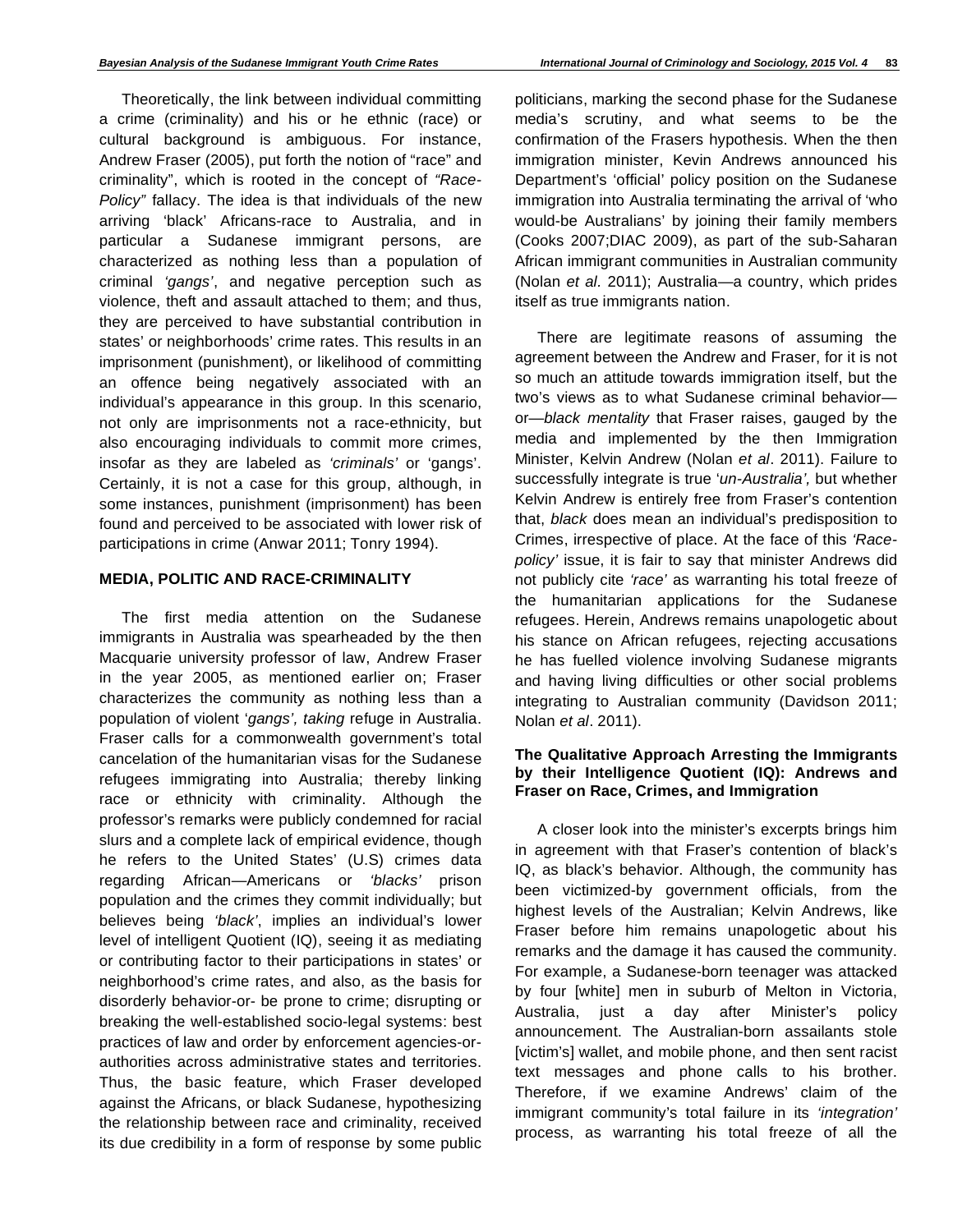Theoretically, the link between individual committing a crime (criminality) and his or he ethnic (race) or cultural background is ambiguous. For instance, Andrew Fraser (2005), put forth the notion of "race" and criminality", which is rooted in the concept of *"Race-Policy"* fallacy. The idea is that individuals of the new arriving 'black' Africans-race to Australia, and in particular a Sudanese immigrant persons, are characterized as nothing less than a population of criminal *'gangs'*, and negative perception such as violence, theft and assault attached to them; and thus, they are perceived to have substantial contribution in states' or neighborhoods' crime rates. This results in an imprisonment (punishment), or likelihood of committing an offence being negatively associated with an individual's appearance in this group. In this scenario, not only are imprisonments not a race-ethnicity, but also encouraging individuals to commit more crimes, insofar as they are labeled as *'criminals'* or 'gangs'. Certainly, it is not a case for this group, although, in some instances, punishment (imprisonment) has been found and perceived to be associated with lower risk of participations in crime (Anwar 2011; Tonry 1994).

## MEDIA, POLITIC AND RACE-CRIMINALITY

The first media attention on the Sudanese immigrants in Australia was spearheaded by the then Macquarie university professor of law, Andrew Fraser in the year 2005, as mentioned earlier on; Fraser characterizes the community as nothing less than a population of violent '*gangs', taking* refuge in Australia. Fraser calls for a commonwealth government's total cancelation of the humanitarian visas for the Sudanese refugees immigrating into Australia; thereby linking race or ethnicity with criminality. Although the professor's remarks were publicly condemned for racial slurs and a complete lack of empirical evidence, though he refers to the United States' (U.S) crimes data regarding African—Americans or *'blacks'* prison population and the crimes they commit individually; but believes being *'black'*, implies an individual's lower level of intelligent Quotient (IQ), seeing it as mediating or contributing factor to their participations in states' or neighborhood's crime rates, and also, as the basis for disorderly behavior-or- be prone to crime; disrupting or breaking the well-established socio-legal systems: best practices of law and order by enforcement agencies-or-authorities across administrative states and territories. Thus, the basic feature, which Fraser developed against the Africans, or black Sudanese, hypothesizing the relationship between race and criminality, received its due credibility in a form of response by some public politicians, marking the second phase for the Sudanese media's scrutiny, and what seems to be the confirmation of the Frasers hypothesis. When the then immigration minister, Kevin Andrews announced his Department's 'official' policy position on the Sudanese immigration into Australia terminating the arrival of 'who would-be Australians' by joining their family members (Cooks 2007;DIAC 2009), as part of the sub-Saharan African immigrant communities in Australian community (Nolan *et al*. 2011); Australia—a country, which prides itself as true immigrants nation.

There are legitimate reasons of assuming the agreement between the Andrew and Fraser, for it is not so much an attitude towards immigration itself, but the two's views as to what Sudanese criminal behavior—or—*black mentality* that Fraser raises, gauged by the media and implemented by the then Immigration Minister, Kelvin Andrew (Nolan *et al*. 2011). Failure to successfully integrate is true '*un-Australia',* but whether Kelvin Andrew is entirely free from Fraser's contention that, *black* does mean an individual's predisposition to Crimes, irrespective of place. At the face of this *'Race-policy'* issue, it is fair to say that minister Andrews did not publicly cite *'race'* as warranting his total freeze of the humanitarian applications for the Sudanese refugees. Herein, Andrews remains unapologetic about his stance on African refugees, rejecting accusations he has fuelled violence involving Sudanese migrants and having living difficulties or other social problems integrating to Australian community (Davidson 2011; Nolan *et al*. 2011).

### The Qualitative Approach Arresting the Immigrants by their Intelligence Quotient (IQ): Andrews and Fraser on Race, Crimes, and Immigration

A closer look into the minister's excerpts brings him in agreement with that Fraser's contention of black's IQ, as black's behavior. Although, the community has been victimized-by government officials, from the highest levels of the Australian; Kelvin Andrews, like Fraser before him remains unapologetic about his remarks and the damage it has caused the community. For example, a Sudanese-born teenager was attacked by four [white] men in suburb of Melton in Victoria, Australia, just a day after Minister's policy announcement. The Australian-born assailants stole [victim's] wallet, and mobile phone, and then sent racist text messages and phone calls to his brother. Therefore, if we examine Andrews' claim of the immigrant community's total failure in its *'integration'* process, as warranting his total freeze of all the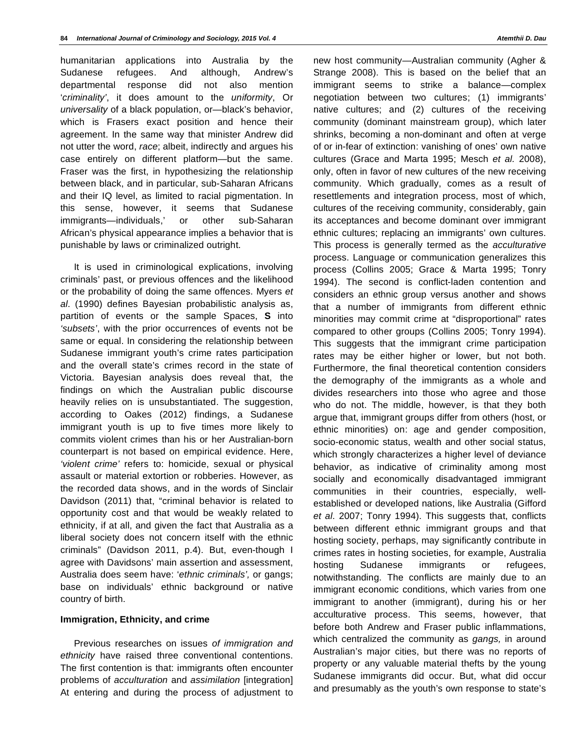humanitarian applications into Australia by the Sudanese refugees. And although, Andrew's departmental response did not also mention '*criminality'*, it does amount to the *uniformity*, Or *universality* of a black population, or—black's behavior, which is Frasers exact position and hence their agreement. In the same way that minister Andrew did not utter the word, *race*; albeit, indirectly and argues his case entirely on different platform—but the same. Fraser was the first, in hypothesizing the relationship between black, and in particular, sub-Saharan Africans and their IQ level, as limited to racial pigmentation. In this sense, however, it seems that Sudanese immigrants—individuals,' or other sub-Saharan African's physical appearance implies a behavior that is punishable by laws or criminalized outright.

It is used in criminological explications, involving criminals' past, or previous offences and the likelihood or the probability of doing the same offences. Myers *et al*. (1990) defines Bayesian probabilistic analysis as, partition of events or the sample Spaces, **S** into *'subsets'*, with the prior occurrences of events not be same or equal. In considering the relationship between Sudanese immigrant youth's crime rates participation and the overall state's crimes record in the state of Victoria. Bayesian analysis does reveal that, the findings on which the Australian public discourse heavily relies on is unsubstantiated. The suggestion, according to Oakes (2012) findings, a Sudanese immigrant youth is up to five times more likely to commits violent crimes than his or her Australian-born counterpart is not based on empirical evidence. Here, *'violent crime'* refers to: homicide, sexual or physical assault or material extortion or robberies. However, as the recorded data shows, and in the words of Sinclair Davidson (2011) that, "criminal behavior is related to opportunity cost and that would be weakly related to ethnicity, if at all, and given the fact that Australia as a liberal society does not concern itself with the ethnic criminals" (Davidson 2011, p.4). But, even-though I agree with Davidsons' main assertion and assessment, Australia does seem have: '*ethnic criminals',* or gangs; base on individuals' ethnic background or native country of birth.

### Immigration, Ethnicity, and crime

Previous researches on issues *of immigration and ethnicity* have raised three conventional contentions. The first contention is that: immigrants often encounter problems of *acculturation* and *assimilation* [integration] At entering and during the process of adjustment to new host community—Australian community (Agher & Strange 2008). This is based on the belief that an immigrant seems to strike a balance—complex negotiation between two cultures; (1) immigrants' native cultures; and (2) cultures of the receiving community (dominant mainstream group), which later shrinks, becoming a non-dominant and often at verge of or in-fear of extinction: vanishing of ones' own native cultures (Grace and Marta 1995; Mesch *et al.* 2008), only, often in favor of new cultures of the new receiving community. Which gradually, comes as a result of resettlements and integration process, most of which, cultures of the receiving community, considerably, gain its acceptances and become dominant over immigrant ethnic cultures; replacing an immigrants' own cultures. This process is generally termed as the *acculturative* process. Language or communication generalizes this process (Collins 2005; Grace & Marta 1995; Tonry 1994). The second is conflict-laden contention and considers an ethnic group versus another and shows that a number of immigrants from different ethnic minorities may commit crime at "disproportional" rates compared to other groups (Collins 2005; Tonry 1994). This suggests that the immigrant crime participation rates may be either higher or lower, but not both. Furthermore, the final theoretical contention considers the demography of the immigrants as a whole and divides researchers into those who agree and those who do not. The middle, however, is that they both argue that, immigrant groups differ from others (host, or ethnic minorities) on: age and gender composition, socio-economic status, wealth and other social status, which strongly characterizes a higher level of deviance behavior, as indicative of criminality among most socially and economically disadvantaged immigrant communities in their countries, especially, well-established or developed nations, like Australia (Gifford *et al*. 2007; Tonry 1994). This suggests that, conflicts between different ethnic immigrant groups and that hosting society, perhaps, may significantly contribute in crimes rates in hosting societies, for example, Australia hosting Sudanese immigrants or refugees, notwithstanding. The conflicts are mainly due to an immigrant economic conditions, which varies from one immigrant to another (immigrant), during his or her acculturative process. This seems, however, that before both Andrew and Fraser public inflammations, which centralized the community as *gangs,* in around Australian's major cities, but there was no reports of property or any valuable material thefts by the young Sudanese immigrants did occur. But, what did occur and presumably as the youth's own response to state's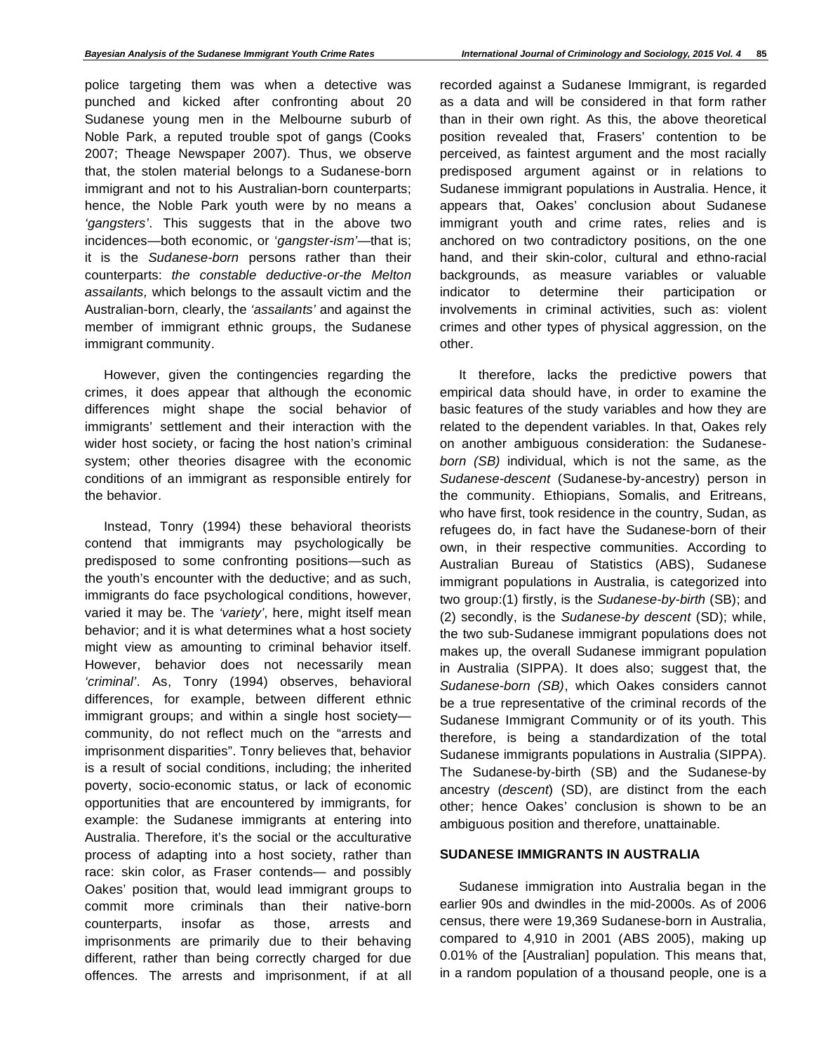police targeting them was when a detective was punched and kicked after confronting about 20 Sudanese young men in the Melbourne suburb of Noble Park, a reputed trouble spot of gangs (Cooks 2007; Theage Newspaper 2007). Thus, we observe that, the stolen material belongs to a Sudanese-born immigrant and not to his Australian-born counterparts; hence, the Noble Park youth were by no means a *'gangsters'*. This suggests that in the above two incidences—both economic, or '*gangster-ism'*—that is; it is the *Sudanese-born* persons rather than their counterparts: *the constable deductive-or-the Melton assailants,* which belongs to the assault victim and the Australian-born, clearly, the *'assailants'* and against the member of immigrant ethnic groups, the Sudanese immigrant community.

However, given the contingencies regarding the crimes, it does appear that although the economic differences might shape the social behavior of immigrants' settlement and their interaction with the wider host society, or facing the host nation's criminal system; other theories disagree with the economic conditions of an immigrant as responsible entirely for the behavior.

Instead, Tonry (1994) these behavioral theorists contend that immigrants may psychologically be predisposed to some confronting positions—such as the youth's encounter with the deductive; and as such, immigrants do face psychological conditions, however, varied it may be. The *'variety'*, here, might itself mean behavior; and it is what determines what a host society might view as amounting to criminal behavior itself. However, behavior does not necessarily mean *'criminal'*. As, Tonry (1994) observes, behavioral differences, for example, between different ethnic immigrant groups; and within a single host society—community, do not reflect much on the "arrests and imprisonment disparities". Tonry believes that, behavior is a result of social conditions, including; the inherited poverty, socio-economic status, or lack of economic opportunities that are encountered by immigrants, for example: the Sudanese immigrants at entering into Australia. Therefore, it's the social or the acculturative process of adapting into a host society, rather than race: skin color, as Fraser contends— and possibly Oakes' position that, would lead immigrant groups to commit more criminals than their native-born counterparts, insofar as those, arrests and imprisonments are primarily due to their behaving different, rather than being correctly charged for due offences. The arrests and imprisonment, if at all recorded against a Sudanese Immigrant, is regarded as a data and will be considered in that form rather than in their own right. As this, the above theoretical position revealed that, Frasers' contention to be perceived, as faintest argument and the most racially predisposed argument against or in relations to Sudanese immigrant populations in Australia. Hence, it appears that, Oakes' conclusion about Sudanese immigrant youth and crime rates, relies and is anchored on two contradictory positions, on the one hand, and their skin-color, cultural and ethno-racial backgrounds, as measure variables or valuable indicator to determine their participation or involvements in criminal activities, such as: violent crimes and other types of physical aggression, on the other.

It therefore, lacks the predictive powers that empirical data should have, in order to examine the basic features of the study variables and how they are related to the dependent variables. In that, Oakes rely on another ambiguous consideration: the Sudanese-*born (SB)* individual, which is not the same, as the *Sudanese-descent* (Sudanese-by-ancestry) person in the community. Ethiopians, Somalis, and Eritreans, who have first, took residence in the country, Sudan, as refugees do, in fact have the Sudanese-born of their own, in their respective communities. According to Australian Bureau of Statistics (ABS), Sudanese immigrant populations in Australia, is categorized into two group:(1) firstly, is the *Sudanese-by-birth* (SB); and (2) secondly, is the *Sudanese-by descent* (SD); while, the two sub-Sudanese immigrant populations does not makes up, the overall Sudanese immigrant population in Australia (SIPPA). It does also; suggest that, the *Sudanese-born (SB)*, which Oakes considers cannot be a true representative of the criminal records of the Sudanese Immigrant Community or of its youth. This therefore, is being a standardization of the total Sudanese immigrants populations in Australia (SIPPA). The Sudanese-by-birth (SB) and the Sudanese-by ancestry (*descent*) (SD), are distinct from the each other; hence Oakes' conclusion is shown to be an ambiguous position and therefore, unattainable.

## SUDANESE IMMIGRANTS IN AUSTRALIA

Sudanese immigration into Australia began in the earlier 90s and dwindles in the mid-2000s. As of 2006 census, there were 19,369 Sudanese-born in Australia, compared to 4,910 in 2001 (ABS 2005), making up 0.01% of the [Australian] population. This means that, in a random population of a thousand people, one is a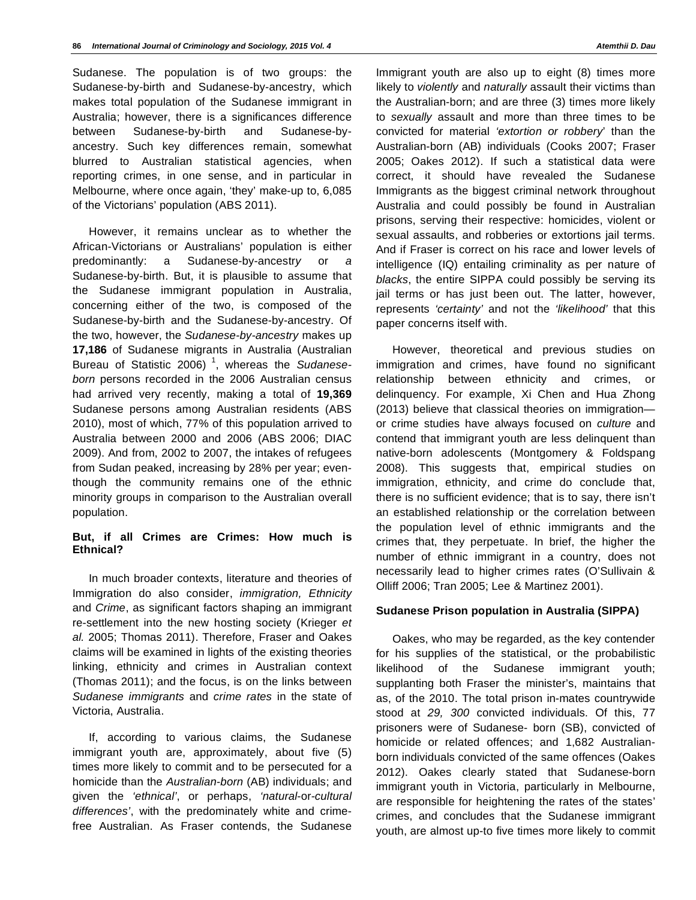Sudanese. The population is of two groups: the Sudanese-by-birth and Sudanese-by-ancestry, which makes total population of the Sudanese immigrant in Australia; however, there is a significances difference between Sudanese-by-birth and Sudanese-by-ancestry. Such key differences remain, somewhat blurred to Australian statistical agencies, when reporting crimes, in one sense, and in particular in Melbourne, where once again, 'they' make-up to, 6,085 of the Victorians' population (ABS 2011).

However, it remains unclear as to whether the African-Victorians or Australians' population is either predominantly: a Sudanese-by-ancestr*y* or *a* Sudanese-by-birth. But, it is plausible to assume that the Sudanese immigrant population in Australia, concerning either of the two, is composed of the Sudanese-by-birth and the Sudanese-by-ancestry. Of the two, however, the *Sudanese-by-ancestry* makes up **17,186** of Sudanese migrants in Australia (Australian Bureau of Statistic 2006) [1], whereas the *Sudanese-born* persons recorded in the 2006 Australian census had arrived very recently, making a total of **19,369** Sudanese persons among Australian residents (ABS 2010), most of which, 77% of this population arrived to Australia between 2000 and 2006 (ABS 2006; DIAC 2009). And from, 2002 to 2007, the intakes of refugees from Sudan peaked, increasing by 28% per year; even-though the community remains one of the ethnic minority groups in comparison to the Australian overall population.

### But, if all Crimes are Crimes: How much is Ethnical?

In much broader contexts, literature and theories of Immigration do also consider, *immigration, Ethnicity* and *Crime*, as significant factors shaping an immigrant re-settlement into the new hosting society (Krieger *et al.* 2005; Thomas 2011). Therefore, Fraser and Oakes claims will be examined in lights of the existing theories linking, ethnicity and crimes in Australian context (Thomas 2011); and the focus, is on the links between *Sudanese immigrants* and *crime rates* in the state of Victoria, Australia.

If, according to various claims, the Sudanese immigrant youth are, approximately, about five (5) times more likely to commit and to be persecuted for a homicide than the *Australian-born* (AB) individuals; and given the *'ethnical'*, or perhaps, *'natural-*or-*cultural differences'*, with the predominately white and crime-free Australian. As Fraser contends, the Sudanese Immigrant youth are also up to eight (8) times more likely to *violently* and *naturally* assault their victims than the Australian-born; and are three (3) times more likely to *sexually* assault and more than three times to be convicted for material *'extortion or robbery'* than the Australian-born (AB) individuals (Cooks 2007; Fraser 2005; Oakes 2012). If such a statistical data were correct, it should have revealed the Sudanese Immigrants as the biggest criminal network throughout Australia and could possibly be found in Australian prisons, serving their respective: homicides, violent or sexual assaults, and robberies or extortions jail terms. And if Fraser is correct on his race and lower levels of intelligence (IQ) entailing criminality as per nature of *blacks*, the entire SIPPA could possibly be serving its jail terms or has just been out. The latter, however, represents *'certainty'* and not the *'likelihood'* that this paper concerns itself with.

However, theoretical and previous studies on immigration and crimes, have found no significant relationship between ethnicity and crimes, or delinquency. For example, Xi Chen and Hua Zhong (2013) believe that classical theories on immigration—or crime studies have always focused on *culture* and contend that immigrant youth are less delinquent than native-born adolescents (Montgomery & Foldspang 2008). This suggests that, empirical studies on immigration, ethnicity, and crime do conclude that, there is no sufficient evidence; that is to say, there isn't an established relationship or the correlation between the population level of ethnic immigrants and the crimes that, they perpetuate. In brief, the higher the number of ethnic immigrant in a country, does not necessarily lead to higher crimes rates (O'Sullivain & Olliff 2006; Tran 2005; Lee & Martinez 2001).

### Sudanese Prison population in Australia (SIPPA)

Oakes, who may be regarded, as the key contender for his supplies of the statistical, or the probabilistic likelihood of the Sudanese immigrant youth; supplanting both Fraser the minister's, maintains that as, of the 2010. The total prison in-mates countrywide stood at *29, 300* convicted individuals. Of this, 77 prisoners were of Sudanese- born (SB), convicted of homicide or related offences; and 1,682 Australian-born individuals convicted of the same offences (Oakes 2012). Oakes clearly stated that Sudanese-born immigrant youth in Victoria, particularly in Melbourne, are responsible for heightening the rates of the states' crimes, and concludes that the Sudanese immigrant youth, are almost up-to five times more likely to commit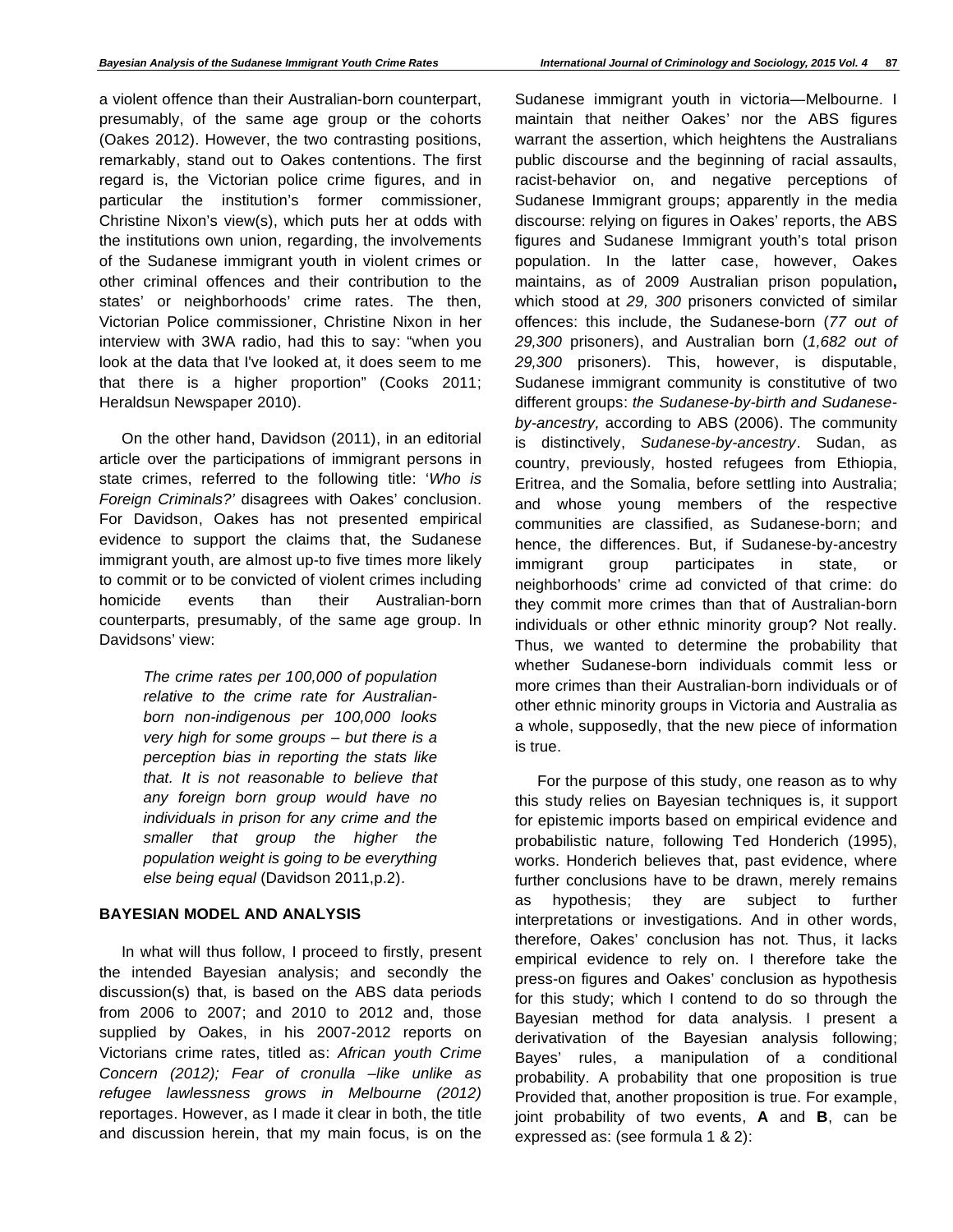a violent offence than their Australian-born counterpart, presumably, of the same age group or the cohorts (Oakes 2012). However, the two contrasting positions, remarkably, stand out to Oakes contentions. The first regard is, the Victorian police crime figures, and in particular the institution's former commissioner, Christine Nixon's view(s), which puts her at odds with the institutions own union, regarding, the involvements of the Sudanese immigrant youth in violent crimes or other criminal offences and their contribution to the states' or neighborhoods' crime rates. The then, Victorian Police commissioner, Christine Nixon in her interview with 3WA radio, had this to say: "when you look at the data that I've looked at, it does seem to me that there is a higher proportion" (Cooks 2011; Heraldsun Newspaper 2010).

On the other hand, Davidson (2011), in an editorial article over the participations of immigrant persons in state crimes, referred to the following title: '*Who is Foreign Criminals?'* disagrees with Oakes' conclusion. For Davidson, Oakes has not presented empirical evidence to support the claims that, the Sudanese immigrant youth, are almost up-to five times more likely to commit or to be convicted of violent crimes including homicide events than their Australian-born counterparts, presumably, of the same age group. In Davidsons' view:

> *The crime rates per 100,000 of population relative to the crime rate for Australian-born non-indigenous per 100,000 looks very high for some groups – but there is a perception bias in reporting the stats like that. It is not reasonable to believe that any foreign born group would have no individuals in prison for any crime and the smaller that group the higher the population weight is going to be everything else being equal* (Davidson 2011,p.2).

## BAYESIAN MODEL AND ANALYSIS

In what will thus follow, I proceed to firstly, present the intended Bayesian analysis; and secondly the discussion(s) that, is based on the ABS data periods from 2006 to 2007; and 2010 to 2012 and, those supplied by Oakes, in his 2007-2012 reports on Victorians crime rates, titled as: *African youth Crime Concern (2012); Fear of cronulla –like unlike as refugee lawlessness grows in Melbourne (2012)* reportages. However, as I made it clear in both, the title and discussion herein, that my main focus, is on the Sudanese immigrant youth in victoria—Melbourne. I maintain that neither Oakes' nor the ABS figures warrant the assertion, which heightens the Australians public discourse and the beginning of racial assaults, racist-behavior on, and negative perceptions of Sudanese Immigrant groups; apparently in the media discourse: relying on figures in Oakes' reports, the ABS figures and Sudanese Immigrant youth's total prison population. In the latter case, however, Oakes maintains, as of 2009 Australian prison population**,** which stood at *29, 300* prisoners convicted of similar offences: this include, the Sudanese-born (*77 out of 29,300* prisoners), and Australian born (*1,682 out of 29,300* prisoners). This, however, is disputable, Sudanese immigrant community is constitutive of two different groups: *the Sudanese-by-birth and Sudanese-by-ancestry,* according to ABS (2006). The community is distinctively, *Sudanese-by-ancestry*. Sudan, as country, previously, hosted refugees from Ethiopia, Eritrea, and the Somalia, before settling into Australia; and whose young members of the respective communities are classified, as Sudanese-born; and hence, the differences. But, if Sudanese-by-ancestry immigrant group participates in state, or neighborhoods' crime ad convicted of that crime: do they commit more crimes than that of Australian-born individuals or other ethnic minority group? Not really. Thus, we wanted to determine the probability that whether Sudanese-born individuals commit less or more crimes than their Australian-born individuals or of other ethnic minority groups in Victoria and Australia as a whole, supposedly, that the new piece of information is true.

For the purpose of this study, one reason as to why this study relies on Bayesian techniques is, it support for epistemic imports based on empirical evidence and probabilistic nature, following Ted Honderich (1995), works. Honderich believes that, past evidence, where further conclusions have to be drawn, merely remains as hypothesis; they are subject to further interpretations or investigations. And in other words, therefore, Oakes' conclusion has not. Thus, it lacks empirical evidence to rely on. I therefore take the press-on figures and Oakes' conclusion as hypothesis for this study; which I contend to do so through the Bayesian method for data analysis. I present a derivativation of the Bayesian analysis following; Bayes' rules, a manipulation of a conditional probability. A probability that one proposition is true Provided that, another proposition is true. For example, joint probability of two events, **A** and **B**, can be expressed as: (see formula 1 & 2):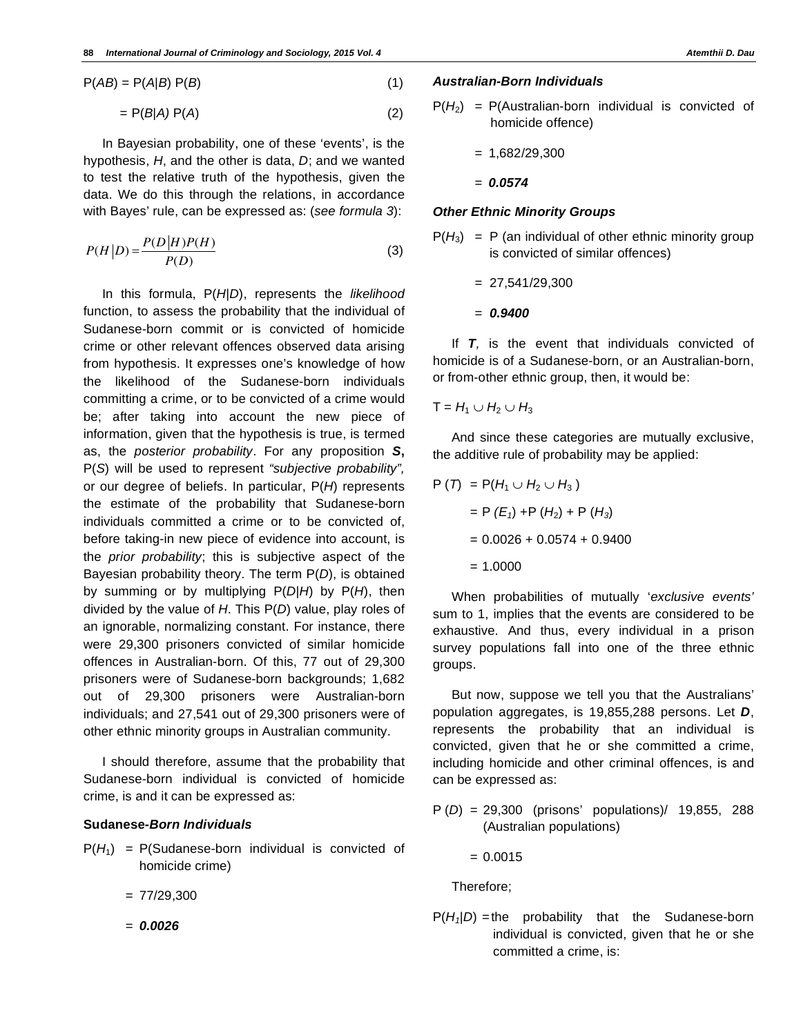$$P(AB) = P(A|B)\,P(B) \tag{1}$$

$$= P(B|A)\,P(A) \tag{2}$$

In Bayesian probability, one of these 'events', is the hypothesis, *H*, and the other is data, *D*; and we wanted to test the relative truth of the hypothesis, given the data. We do this through the relations, in accordance with Bayes' rule, can be expressed as: (*see formula 3*):

$$P(H|D) = \frac{P(D|H)P(H)}{P(D)} \tag{3}$$

In this formula, $P(H|D)$, represents the *likelihood* function, to assess the probability that the individual of Sudanese-born commit or is convicted of homicide crime or other relevant offences observed data arising from hypothesis. It expresses one's knowledge of how the likelihood of the Sudanese-born individuals committing a crime, or to be convicted of a crime would be; after taking into account the new piece of information, given that the hypothesis is true, is termed as, the *posterior probability*. For any proposition ***S***, $P(S)$ will be used to represent *"subjective probability",* or our degree of beliefs. In particular, $P(H)$ represents the estimate of the probability that Sudanese-born individuals committed a crime or to be convicted of, before taking-in new piece of evidence into account, is the *prior probability*; this is subjective aspect of the Bayesian probability theory. The term $P(D)$, is obtained by summing or by multiplying $P(D|H)$ by $P(H)$, then divided by the value of *H*. This $P(D)$ value, play roles of an ignorable, normalizing constant. For instance, there were 29,300 prisoners convicted of similar homicide offences in Australian-born. Of this, 77 out of 29,300 prisoners were of Sudanese-born backgrounds; 1,682 out of 29,300 prisoners were Australian-born individuals; and 27,541 out of 29,300 prisoners were of other ethnic minority groups in Australian community.

I should therefore, assume that the probability that Sudanese-born individual is convicted of homicide crime, is and it can be expressed as:

**Sudanese-*Born Individuals***

$P(H_1)$ = P(Sudanese-born individual is convicted of homicide crime)

= 77/29,300

= ***0.0026***

***Australian-Born Individuals***

$P(H_2)$ = P(Australian-born individual is convicted of homicide offence)

= 1,682/29,300

= ***0.0574***

***Other Ethnic Minority Groups***

$P(H_3)$ = P (an individual of other ethnic minority group is convicted of similar offences)

= 27,541/29,300

= ***0.9400***

If ***T****,* is the event that individuals convicted of homicide is of a Sudanese-born, or an Australian-born, or from-other ethnic group, then, it would be:

$T = H_1 \cup H_2 \cup H_3$

And since these categories are mutually exclusive, the additive rule of probability may be applied:

$$\begin{aligned} P(T) &= P(H_1 \cup H_2 \cup H_3) \\ &= P(E_1) + P(H_2) + P(H_3) \\ &= 0.0026 + 0.0574 + 0.9400 \\ &= 1.0000 \end{aligned}$$

When probabilities of mutually '*exclusive events'* sum to 1, implies that the events are considered to be exhaustive. And thus, every individual in a prison survey populations fall into one of the three ethnic groups.

But now, suppose we tell you that the Australians' population aggregates, is 19,855,288 persons. Let ***D***, represents the probability that an individual is convicted, given that he or she committed a crime, including homicide and other criminal offences, is and can be expressed as:

$P(D)$ = 29,300 (prisons' populations)/ 19,855, 288 (Australian populations)

= 0.0015

Therefore;

$P(H_1|D)$ = the probability that the Sudanese-born individual is convicted, given that he or she committed a crime, is: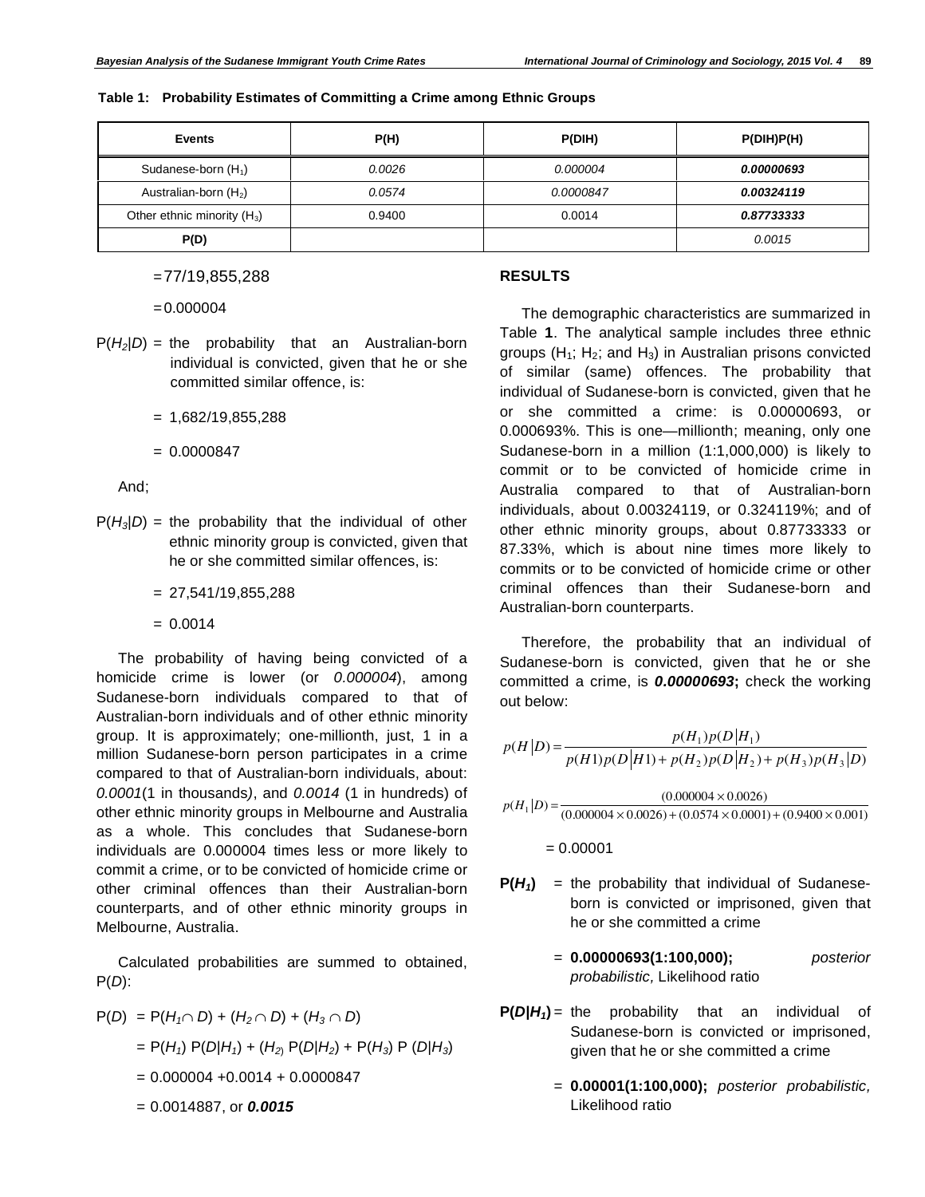**Table 1: Probability Estimates of Committing a Crime among Ethnic Groups**

| Events | P(H) | P(DIH) | P(DIH)P(H) |
|---|---|---|---|
| Sudanese-born ($H_1$) | *0.0026* | *0.000004* | ***0.00000693*** |
| Australian-born ($H_2$) | *0.0574* | *0.0000847* | ***0.00324119*** |
| Other ethnic minority ($H_3$) | 0.9400 | 0.0014 | ***0.87733333*** |
| **P(D)** | | | *0.0015* |

= 77/19,855,288

= 0.000004

$P(H_2|D)$ = the probability that an Australian-born individual is convicted, given that he or she committed similar offence, is:

= 1,682/19,855,288

= 0.0000847

And;

$P(H_3|D)$ = the probability that the individual of other ethnic minority group is convicted, given that he or she committed similar offences, is:

= 27,541/19,855,288

= 0.0014

The probability of having being convicted of a homicide crime is lower (or *0.000004*), among Sudanese-born individuals compared to that of Australian-born individuals and of other ethnic minority group. It is approximately; one-millionth, just, 1 in a million Sudanese-born person participates in a crime compared to that of Australian-born individuals, about: *0.0001*(1 in thousands), and *0.0014* (1 in hundreds) of other ethnic minority groups in Melbourne and Australia as a whole. This concludes that Sudanese-born individuals are 0.000004 times less or more likely to commit a crime, or to be convicted of homicide crime or other criminal offences than their Australian-born counterparts, and of other ethnic minority groups in Melbourne, Australia.

Calculated probabilities are summed to obtained, $P(D)$:

$P(D) = P(H_1 \cap D) + (H_2 \cap D) + (H_3 \cap D)$

$= P(H_1)\ P(D|H_1) + (H_2)\ P(D|H_2) + P(H_3)\ P\ (D|H_3)$

= 0.000004 +0.0014 + 0.0000847

= 0.0014887, or ***0.0015***

## RESULTS

The demographic characteristics are summarized in Table **1**. The analytical sample includes three ethnic groups ($H_1$; $H_2$; and $H_3$) in Australian prisons convicted of similar (same) offences. The probability that individual of Sudanese-born is convicted, given that he or she committed a crime: is 0.00000693, or 0.000693%. This is one—millionth; meaning, only one Sudanese-born in a million (1:1,000,000) is likely to commit or to be convicted of homicide crime in Australia compared to that of Australian-born individuals, about 0.00324119, or 0.324119%; and of other ethnic minority groups, about 0.87733333 or 87.33%, which is about nine times more likely to commits or to be convicted of homicide crime or other criminal offences than their Sudanese-born and Australian-born counterparts.

Therefore, the probability that an individual of Sudanese-born is convicted, given that he or she committed a crime, is ***0.00000693*; check the working out below:**

$$p(H|D) = \frac{p(H_1)p(D|H_1)}{p(H1)p(D|H1) + p(H_2)p(D|H_2) + p(H_3)p(H_3|D)}$$

$$p(H_1|D) = \frac{(0.000004 \times 0.0026)}{(0.000004 \times 0.0026) + (0.0574 \times 0.0001) + (0.9400 \times 0.001)}$$

= 0.00001

**$P(H_1)$** = the probability that individual of Sudanese-born is convicted or imprisoned, given that he or she committed a crime

= **0.00000693(1:100,000);** *posterior probabilistic,* Likelihood ratio

**$P(D|H_1)$** = the probability that an individual of Sudanese-born is convicted or imprisoned, given that he or she committed a crime

= **0.00001(1:100,000);** *posterior probabilistic,* Likelihood ratio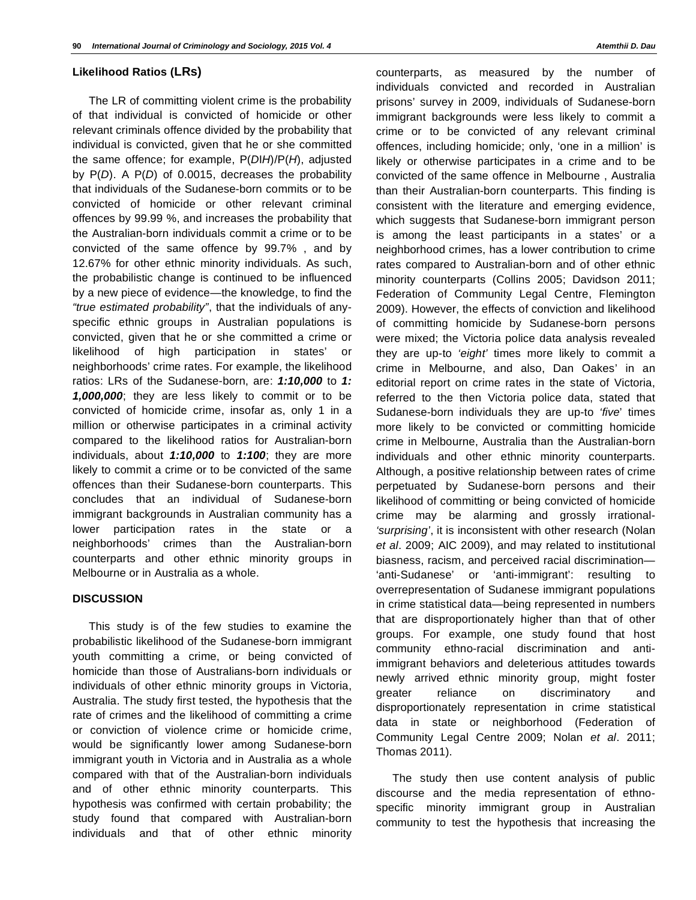### Likelihood Ratios (LRs)

The LR of committing violent crime is the probability of that individual is convicted of homicide or other relevant criminals offence divided by the probability that individual is convicted, given that he or she committed the same offence; for example, $P(D|H)/P(H)$, adjusted by $P(D)$. A $P(D)$ of 0.0015, decreases the probability that individuals of the Sudanese-born commits or to be convicted of homicide or other relevant criminal offences by 99.99 %, and increases the probability that the Australian-born individuals commit a crime or to be convicted of the same offence by 99.7% , and by 12.67% for other ethnic minority individuals. As such, the probabilistic change is continued to be influenced by a new piece of evidence—the knowledge, to find the *"true estimated probability"*, that the individuals of any-specific ethnic groups in Australian populations is convicted, given that he or she committed a crime or likelihood of high participation in states' or neighborhoods' crime rates. For example, the likelihood ratios: LRs of the Sudanese-born, are: ***1:10,000*** to ***1: 1,000,000***; they are less likely to commit or to be convicted of homicide crime, insofar as, only 1 in a million or otherwise participates in a criminal activity compared to the likelihood ratios for Australian-born individuals, about ***1:10,000*** to ***1:100***; they are more likely to commit a crime or to be convicted of the same offences than their Sudanese-born counterparts. This concludes that an individual of Sudanese-born immigrant backgrounds in Australian community has a lower participation rates in the state or a neighborhoods' crimes than the Australian-born counterparts and other ethnic minority groups in Melbourne or in Australia as a whole.

## DISCUSSION

This study is of the few studies to examine the probabilistic likelihood of the Sudanese-born immigrant youth committing a crime, or being convicted of homicide than those of Australians-born individuals or individuals of other ethnic minority groups in Victoria, Australia. The study first tested, the hypothesis that the rate of crimes and the likelihood of committing a crime or conviction of violence crime or homicide crime, would be significantly lower among Sudanese-born immigrant youth in Victoria and in Australia as a whole compared with that of the Australian-born individuals and of other ethnic minority counterparts. This hypothesis was confirmed with certain probability; the study found that compared with Australian-born individuals and that of other ethnic minority counterparts, as measured by the number of individuals convicted and recorded in Australian prisons' survey in 2009, individuals of Sudanese-born immigrant backgrounds were less likely to commit a crime or to be convicted of any relevant criminal offences, including homicide; only, 'one in a million' is likely or otherwise participates in a crime and to be convicted of the same offence in Melbourne , Australia than their Australian-born counterparts. This finding is consistent with the literature and emerging evidence, which suggests that Sudanese-born immigrant person is among the least participants in a states' or a neighborhood crimes, has a lower contribution to crime rates compared to Australian-born and of other ethnic minority counterparts (Collins 2005; Davidson 2011; Federation of Community Legal Centre, Flemington 2009). However, the effects of conviction and likelihood of committing homicide by Sudanese-born persons were mixed; the Victoria police data analysis revealed they are up-to *'eight'* times more likely to commit a crime in Melbourne, and also, Dan Oakes' in an editorial report on crime rates in the state of Victoria, referred to the then Victoria police data, stated that Sudanese-born individuals they are up-to *'five*' times more likely to be convicted or committing homicide crime in Melbourne, Australia than the Australian-born individuals and other ethnic minority counterparts. Although, a positive relationship between rates of crime perpetuated by Sudanese-born persons and their likelihood of committing or being convicted of homicide crime may be alarming and grossly irrational-*'surprising'*, it is inconsistent with other research (Nolan *et al*. 2009; AIC 2009), and may related to institutional biasness, racism, and perceived racial discrimination—'anti-Sudanese' or 'anti-immigrant': resulting to overrepresentation of Sudanese immigrant populations in crime statistical data—being represented in numbers that are disproportionately higher than that of other groups. For example, one study found that host community ethno-racial discrimination and anti-immigrant behaviors and deleterious attitudes towards newly arrived ethnic minority group, might foster greater reliance on discriminatory and disproportionately representation in crime statistical data in state or neighborhood (Federation of Community Legal Centre 2009; Nolan *et al*. 2011; Thomas 2011).

The study then use content analysis of public discourse and the media representation of ethno-specific minority immigrant group in Australian community to test the hypothesis that increasing the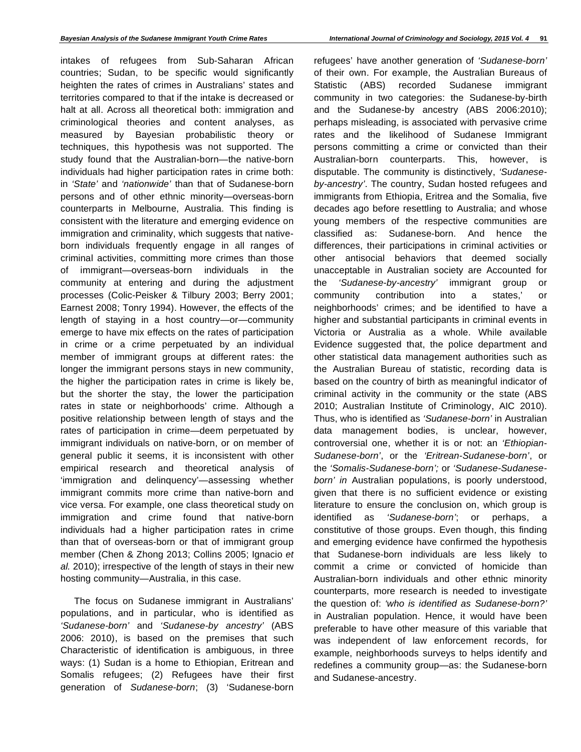intakes of refugees from Sub-Saharan African countries; Sudan, to be specific would significantly heighten the rates of crimes in Australians' states and territories compared to that if the intake is decreased or halt at all. Across all theoretical both: immigration and criminological theories and content analyses, as measured by Bayesian probabilistic theory or techniques, this hypothesis was not supported. The study found that the Australian-born—the native-born individuals had higher participation rates in crime both: in *'State'* and *'nationwide'* than that of Sudanese-born persons and of other ethnic minority—overseas-born counterparts in Melbourne, Australia. This finding is consistent with the literature and emerging evidence on immigration and criminality, which suggests that native-born individuals frequently engage in all ranges of criminal activities, committing more crimes than those of immigrant—overseas-born individuals in the community at entering and during the adjustment processes (Colic-Peisker & Tilbury 2003; Berry 2001; Earnest 2008; Tonry 1994). However, the effects of the length of staying in a host country—or—community emerge to have mix effects on the rates of participation in crime or a crime perpetuated by an individual member of immigrant groups at different rates: the longer the immigrant persons stays in new community, the higher the participation rates in crime is likely be, but the shorter the stay, the lower the participation rates in state or neighborhoods' crime. Although a positive relationship between length of stays and the rates of participation in crime—deem perpetuated by immigrant individuals on native-born, or on member of general public it seems, it is inconsistent with other empirical research and theoretical analysis of 'immigration and delinquency'—assessing whether immigrant commits more crime than native-born and vice versa. For example, one class theoretical study on immigration and crime found that native-born individuals had a higher participation rates in crime than that of overseas-born or that of immigrant group member (Chen & Zhong 2013; Collins 2005; Ignacio *et al.* 2010); irrespective of the length of stays in their new hosting community—Australia, in this case.

The focus on Sudanese immigrant in Australians' populations, and in particular, who is identified as *'Sudanese-born'* and *'Sudanese-by ancestry'* (ABS 2006: 2010), is based on the premises that such Characteristic of identification is ambiguous, in three ways: (1) Sudan is a home to Ethiopian, Eritrean and Somalis refugees; (2) Refugees have their first generation of *Sudanese-born*; (3) 'Sudanese-born refugees' have another generation of *'Sudanese-born'* of their own. For example, the Australian Bureaus of Statistic (ABS) recorded Sudanese immigrant community in two categories: the Sudanese-by-birth and the Sudanese-by ancestry (ABS 2006:2010); perhaps misleading, is associated with pervasive crime rates and the likelihood of Sudanese Immigrant persons committing a crime or convicted than their Australian-born counterparts. This, however, is disputable. The community is distinctively, *'Sudanese-by-ancestry'*. The country, Sudan hosted refugees and immigrants from Ethiopia, Eritrea and the Somalia, five decades ago before resettling to Australia; and whose young members of the respective communities are classified as: Sudanese-born. And hence the differences, their participations in criminal activities or other antisocial behaviors that deemed socially unacceptable in Australian society are Accounted for the *'Sudanese-by-ancestry'* immigrant group or community contribution into a states,' or neighborhoods' crimes; and be identified to have a higher and substantial participants in criminal events in Victoria or Australia as a whole. While available Evidence suggested that, the police department and other statistical data management authorities such as the Australian Bureau of statistic, recording data is based on the country of birth as meaningful indicator of criminal activity in the community or the state (ABS 2010; Australian Institute of Criminology, AIC 2010). Thus, who is identified as *'Sudanese-born'* in Australian data management bodies, is unclear, however, controversial one, whether it is or not: an *'Ethiopian-Sudanese-born'*, or the *'Eritrean-Sudanese-born'*, or the *'Somalis-Sudanese-born';* or *'Sudanese-Sudanese-born' in* Australian populations, is poorly understood, given that there is no sufficient evidence or existing literature to ensure the conclusion on, which group is identified as *'Sudanese-born'*; or perhaps, a constitutive of those groups. Even though, this finding and emerging evidence have confirmed the hypothesis that Sudanese-born individuals are less likely to commit a crime or convicted of homicide than Australian-born individuals and other ethnic minority counterparts, more research is needed to investigate the question of: *'who is identified as Sudanese-born?'* in Australian population. Hence, it would have been preferable to have other measure of this variable that was independent of law enforcement records, for example, neighborhoods surveys to helps identify and redefines a community group—as: the Sudanese-born and Sudanese-ancestry.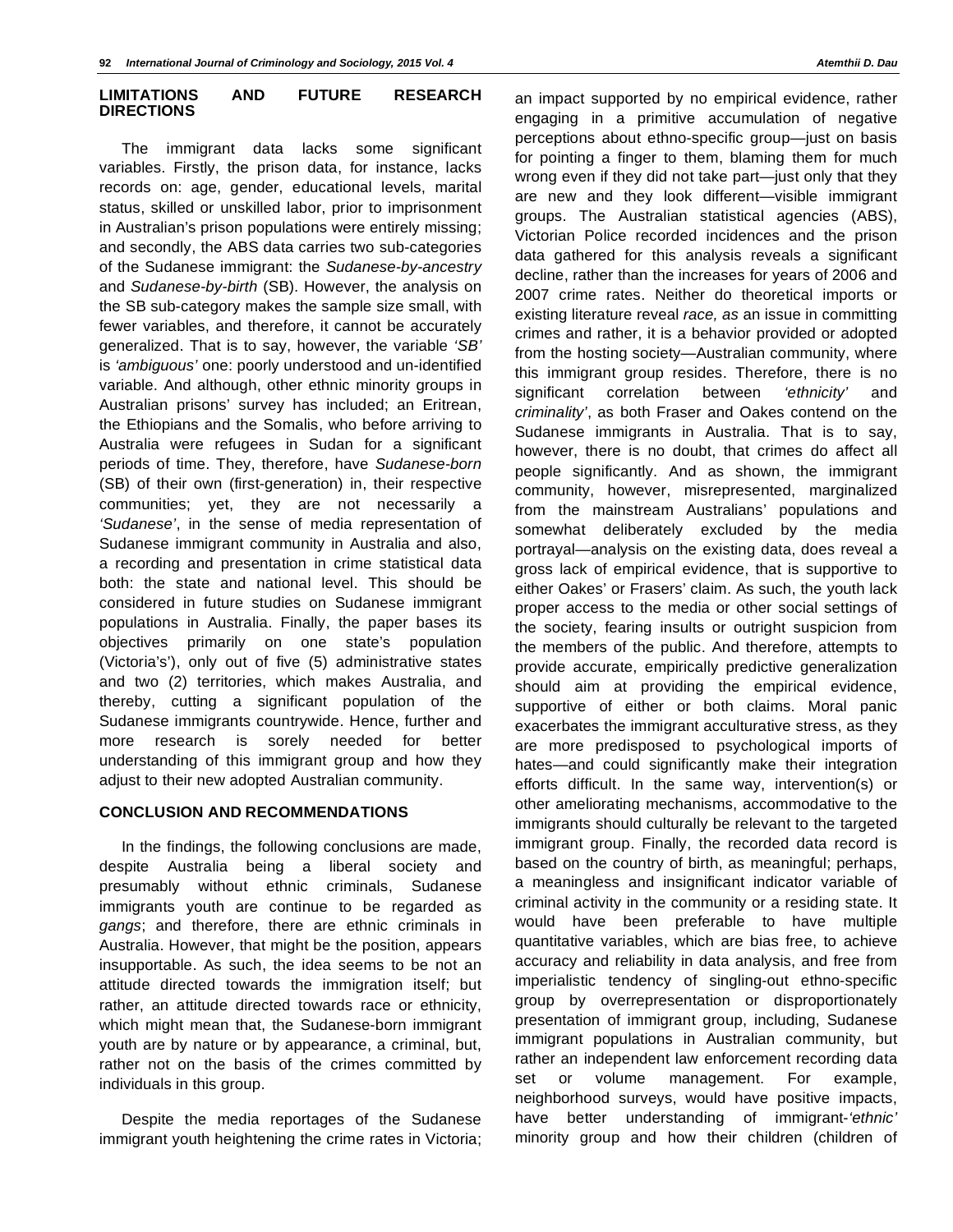## LIMITATIONS AND FUTURE RESEARCH DIRECTIONS

The immigrant data lacks some significant variables. Firstly, the prison data, for instance, lacks records on: age, gender, educational levels, marital status, skilled or unskilled labor, prior to imprisonment in Australian's prison populations were entirely missing; and secondly, the ABS data carries two sub-categories of the Sudanese immigrant: the *Sudanese-by-ancestry* and *Sudanese-by-birth* (SB). However, the analysis on the SB sub-category makes the sample size small, with fewer variables, and therefore, it cannot be accurately generalized. That is to say, however, the variable *'SB'* is *'ambiguous'* one: poorly understood and un-identified variable. And although, other ethnic minority groups in Australian prisons' survey has included; an Eritrean, the Ethiopians and the Somalis, who before arriving to Australia were refugees in Sudan for a significant periods of time. They, therefore, have *Sudanese-born* (SB) of their own (first-generation) in, their respective communities; yet, they are not necessarily a *'Sudanese'*, in the sense of media representation of Sudanese immigrant community in Australia and also, a recording and presentation in crime statistical data both: the state and national level. This should be considered in future studies on Sudanese immigrant populations in Australia. Finally, the paper bases its objectives primarily on one state's population (Victoria's'), only out of five (5) administrative states and two (2) territories, which makes Australia, and thereby, cutting a significant population of the Sudanese immigrants countrywide. Hence, further and more research is sorely needed for better understanding of this immigrant group and how they adjust to their new adopted Australian community.

## CONCLUSION AND RECOMMENDATIONS

In the findings, the following conclusions are made, despite Australia being a liberal society and presumably without ethnic criminals, Sudanese immigrants youth are continue to be regarded as *gangs*; and therefore, there are ethnic criminals in Australia. However, that might be the position, appears insupportable. As such, the idea seems to be not an attitude directed towards the immigration itself; but rather, an attitude directed towards race or ethnicity, which might mean that, the Sudanese-born immigrant youth are by nature or by appearance, a criminal, but, rather not on the basis of the crimes committed by individuals in this group.

Despite the media reportages of the Sudanese immigrant youth heightening the crime rates in Victoria; an impact supported by no empirical evidence, rather engaging in a primitive accumulation of negative perceptions about ethno-specific group—just on basis for pointing a finger to them, blaming them for much wrong even if they did not take part—just only that they are new and they look different—visible immigrant groups. The Australian statistical agencies (ABS), Victorian Police recorded incidences and the prison data gathered for this analysis reveals a significant decline, rather than the increases for years of 2006 and 2007 crime rates. Neither do theoretical imports or existing literature reveal *race, as* an issue in committing crimes and rather, it is a behavior provided or adopted from the hosting society—Australian community, where this immigrant group resides. Therefore, there is no significant correlation between *'ethnicity'* and *criminality'*, as both Fraser and Oakes contend on the Sudanese immigrants in Australia. That is to say, however, there is no doubt, that crimes do affect all people significantly. And as shown, the immigrant community, however, misrepresented, marginalized from the mainstream Australians' populations and somewhat deliberately excluded by the media portrayal—analysis on the existing data, does reveal a gross lack of empirical evidence, that is supportive to either Oakes' or Frasers' claim. As such, the youth lack proper access to the media or other social settings of the society, fearing insults or outright suspicion from the members of the public. And therefore, attempts to provide accurate, empirically predictive generalization should aim at providing the empirical evidence, supportive of either or both claims. Moral panic exacerbates the immigrant acculturative stress, as they are more predisposed to psychological imports of hates—and could significantly make their integration efforts difficult. In the same way, intervention(s) or other ameliorating mechanisms, accommodative to the immigrants should culturally be relevant to the targeted immigrant group. Finally, the recorded data record is based on the country of birth, as meaningful; perhaps, a meaningless and insignificant indicator variable of criminal activity in the community or a residing state. It would have been preferable to have multiple quantitative variables, which are bias free, to achieve accuracy and reliability in data analysis, and free from imperialistic tendency of singling-out ethno-specific group by overrepresentation or disproportionately presentation of immigrant group, including, Sudanese immigrant populations in Australian community, but rather an independent law enforcement recording data set or volume management. For example, neighborhood surveys, would have positive impacts, have better understanding of immigrant-*'ethnic'* minority group and how their children (children of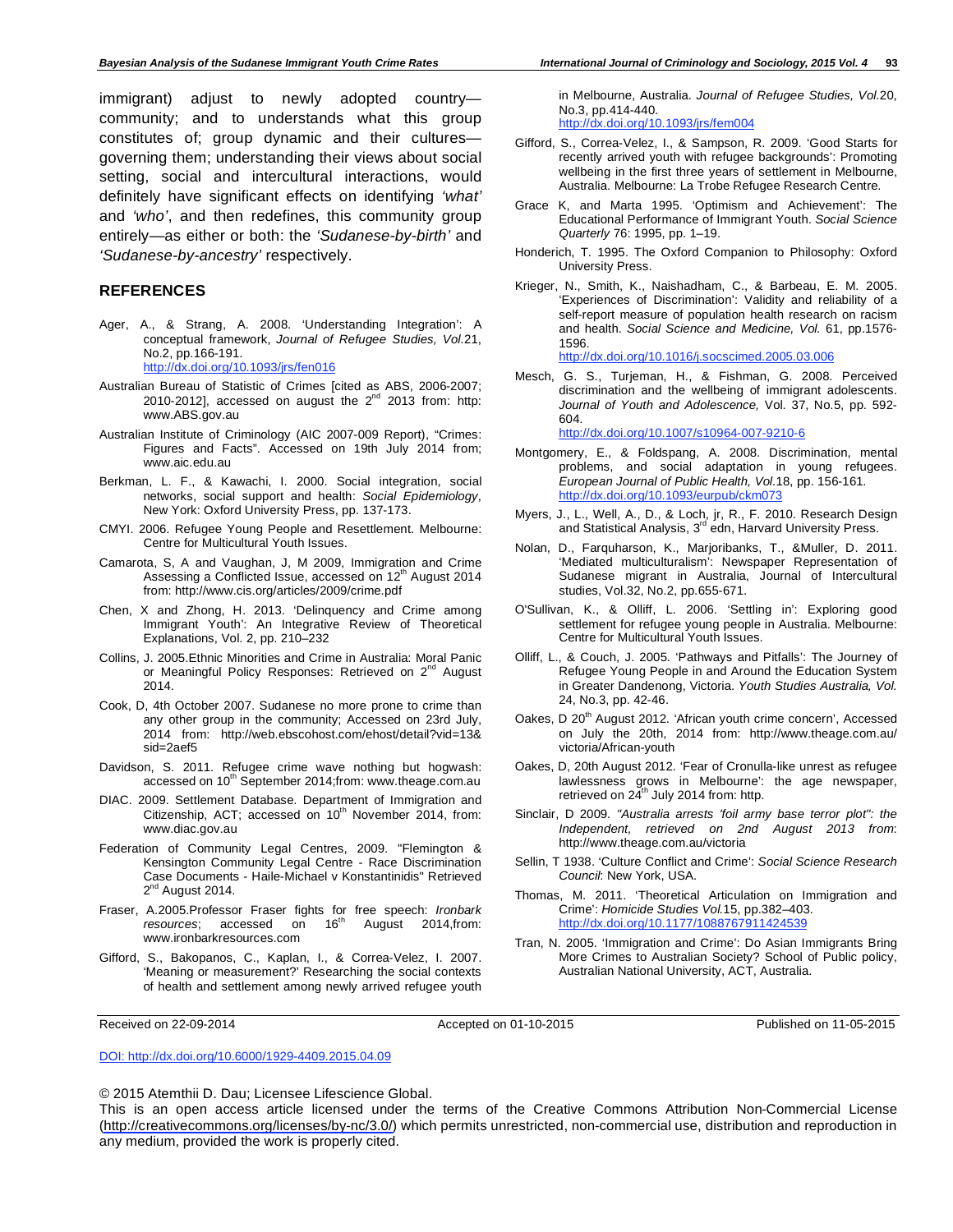immigrant) adjust to newly adopted country—community; and to understands what this group constitutes of; group dynamic and their cultures—governing them; understanding their views about social setting, social and intercultural interactions, would definitely have significant effects on identifying *'what'* and *'who'*, and then redefines, this community group entirely—as either or both: the *'Sudanese-by-birth'* and *'Sudanese-by-ancestry'* respectively.

## REFERENCES

Ager, A., & Strang, A. 2008. 'Understanding Integration': A conceptual framework, *Journal of Refugee Studies, Vol.*21, No.2, pp.166-191. http://dx.doi.org/10.1093/jrs/fen016

Australian Bureau of Statistic of Crimes [cited as ABS, 2006-2007; 2010-2012], accessed on august the 2nd 2013 from: http: www.ABS.gov.au

Australian Institute of Criminology (AIC 2007-009 Report), "Crimes: Figures and Facts". Accessed on 19th July 2014 from; www.aic.edu.au

Berkman, L. F., & Kawachi, I. 2000. Social integration, social networks, social support and health: *Social Epidemiology*, New York: Oxford University Press, pp. 137-173.

CMYI. 2006. Refugee Young People and Resettlement. Melbourne: Centre for Multicultural Youth Issues.

Camarota, S, A and Vaughan, J, M 2009, Immigration and Crime Assessing a Conflicted Issue, accessed on 12th August 2014 from: http://www.cis.org/articles/2009/crime.pdf

Chen, X and Zhong, H. 2013. 'Delinquency and Crime among Immigrant Youth': An Integrative Review of Theoretical Explanations, Vol. 2, pp. 210–232

Collins, J. 2005.Ethnic Minorities and Crime in Australia: Moral Panic or Meaningful Policy Responses: Retrieved on 2nd August 2014.

Cook, D, 4th October 2007. Sudanese no more prone to crime than any other group in the community; Accessed on 23rd July, 2014 from: http://web.ebscohost.com/ehost/detail?vid=13& sid=2aef5

Davidson, S. 2011. Refugee crime wave nothing but hogwash: accessed on 10th September 2014;from: www.theage.com.au

DIAC. 2009. Settlement Database. Department of Immigration and Citizenship, ACT; accessed on 10th November 2014, from: www.diac.gov.au

Federation of Community Legal Centres, 2009. "Flemington & Kensington Community Legal Centre - Race Discrimination Case Documents - Haile-Michael v Konstantinidis" Retrieved 2nd August 2014.

Fraser, A.2005.Professor Fraser fights for free speech: *Ironbark resources*; accessed on 16th August 2014,from: www.ironbarkresources.com

Gifford, S., Bakopanos, C., Kaplan, I., & Correa-Velez, I. 2007. 'Meaning or measurement?' Researching the social contexts of health and settlement among newly arrived refugee youth in Melbourne, Australia. *Journal of Refugee Studies, Vol.*20, No.3, pp.414-440. http://dx.doi.org/10.1093/jrs/fem004

Gifford, S., Correa-Velez, I., & Sampson, R. 2009. 'Good Starts for recently arrived youth with refugee backgrounds': Promoting wellbeing in the first three years of settlement in Melbourne, Australia. Melbourne: La Trobe Refugee Research Centre.

Grace K, and Marta 1995. 'Optimism and Achievement': The Educational Performance of Immigrant Youth. *Social Science Quarterly* 76: 1995, pp. 1–19.

Honderich, T. 1995. The Oxford Companion to Philosophy: Oxford University Press.

Krieger, N., Smith, K., Naishadham, C., & Barbeau, E. M. 2005. 'Experiences of Discrimination': Validity and reliability of a self-report measure of population health research on racism and health. *Social Science and Medicine, Vol.* 61, pp.1576-1596. http://dx.doi.org/10.1016/j.socscimed.2005.03.006

Mesch, G. S., Turjeman, H., & Fishman, G. 2008. Perceived discrimination and the wellbeing of immigrant adolescents. *Journal of Youth and Adolescence,* Vol. 37, No.5, pp. 592-604. http://dx.doi.org/10.1007/s10964-007-9210-6

Montgomery, E., & Foldspang, A. 2008. Discrimination, mental problems, and social adaptation in young refugees. *European Journal of Public Health, Vol.*18, pp. 156-161. http://dx.doi.org/10.1093/eurpub/ckm073

Myers, J., L., Well, A., D., & Loch, jr, R., F. 2010. Research Design and Statistical Analysis, 3rd edn, Harvard University Press.

Nolan, D., Farquharson, K., Marjoribanks, T., &Muller, D. 2011. 'Mediated multiculturalism': Newspaper Representation of Sudanese migrant in Australia, Journal of Intercultural studies, Vol.32, No.2, pp.655-671.

O'Sullivan, K., & Olliff, L. 2006. 'Settling in': Exploring good settlement for refugee young people in Australia. Melbourne: Centre for Multicultural Youth Issues.

Olliff, L., & Couch, J. 2005. 'Pathways and Pitfalls': The Journey of Refugee Young People in and Around the Education System in Greater Dandenong, Victoria. *Youth Studies Australia, Vol.* 24, No.3, pp. 42-46.

Oakes, D 20th August 2012. 'African youth crime concern', Accessed on July the 20th, 2014 from: http://www.theage.com.au/ victoria/African-youth

Oakes, D, 20th August 2012. 'Fear of Cronulla-like unrest as refugee lawlessness grows in Melbourne': the age newspaper, retrieved on 24th July 2014 from: http.

Sinclair, D 2009. *"Australia arrests 'foil army base terror plot": the Independent, retrieved on 2nd August 2013 from*: http://www.theage.com.au/victoria

Sellin, T 1938. 'Culture Conflict and Crime': *Social Science Research Council*: New York, USA.

Thomas, M. 2011. 'Theoretical Articulation on Immigration and Crime': *Homicide Studies Vol.*15, pp.382–403. http://dx.doi.org/10.1177/1088767911424539

Tran, N. 2005. 'Immigration and Crime': Do Asian Immigrants Bring More Crimes to Australian Society? School of Public policy, Australian National University, ACT, Australia.

Received on 22-09-2014 Accepted on 01-10-2015 Published on 11-05-2015

DOI: http://dx.doi.org/10.6000/1929-4409.2015.04.09

© 2015 Atemthii D. Dau; Licensee Lifescience Global.

This is an open access article licensed under the terms of the Creative Commons Attribution Non-Commercial License (http://creativecommons.org/licenses/by-nc/3.0/) which permits unrestricted, non-commercial use, distribution and reproduction in any medium, provided the work is properly cited.